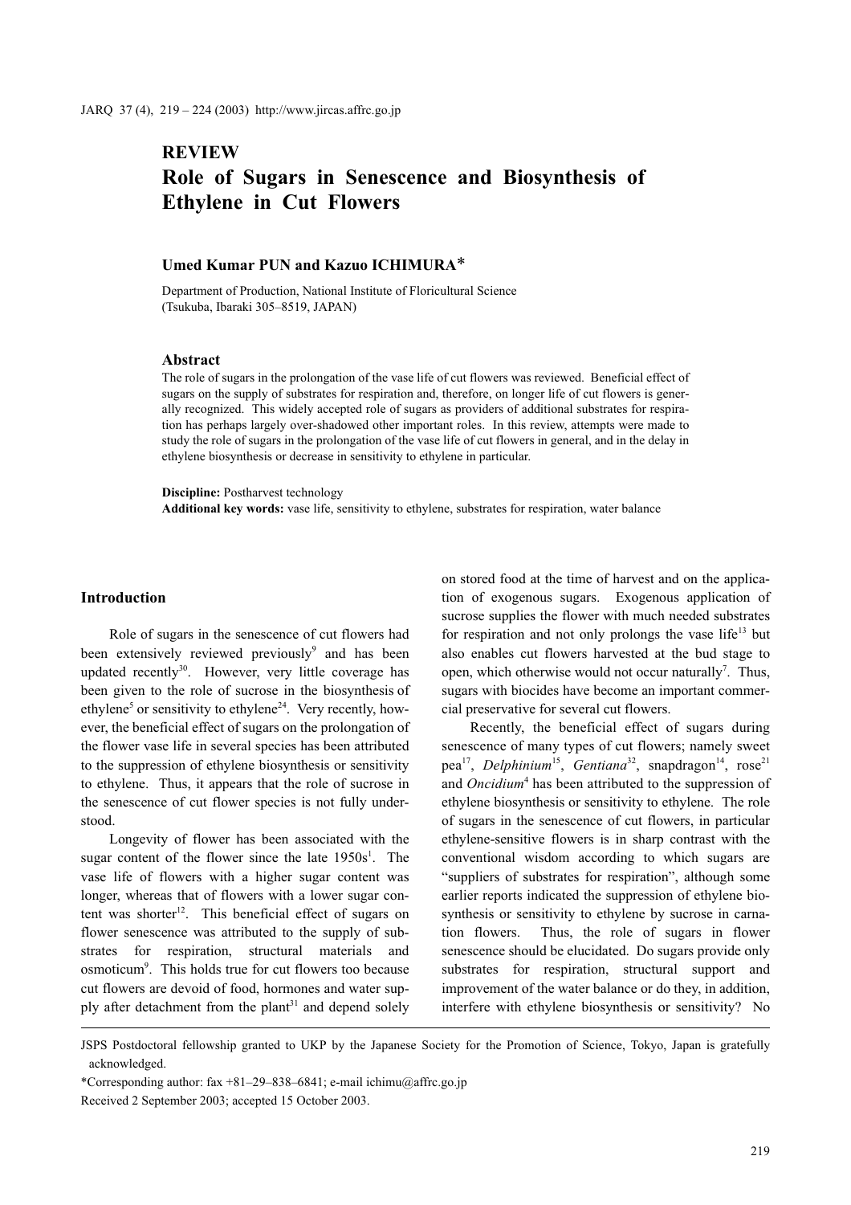REVIEW

# Role of Sugars in Senescence and Biosynthesis of Ethylene in Cut Flowers

**Umed Kumar PUN and Kazuo ICHIMURA***

Department of Production, National Institute of Floricultural Science
(Tsukuba, Ibaraki 305–8519, JAPAN)

## Abstract

The role of sugars in the prolongation of the vase life of cut flowers was reviewed. Beneficial effect of sugars on the supply of substrates for respiration and, therefore, on longer life of cut flowers is generally recognized. This widely accepted role of sugars as providers of additional substrates for respiration has perhaps largely over-shadowed other important roles. In this review, attempts were made to study the role of sugars in the prolongation of the vase life of cut flowers in general, and in the delay in ethylene biosynthesis or decrease in sensitivity to ethylene in particular.

**Discipline:** Postharvest technology
**Additional key words:** vase life, sensitivity to ethylene, substrates for respiration, water balance

## Introduction

Role of sugars in the senescence of cut flowers had been extensively reviewed previously[9] and has been updated recently[30]. However, very little coverage has been given to the role of sucrose in the biosynthesis of ethylene[5] or sensitivity to ethylene[24]. Very recently, however, the beneficial effect of sugars on the prolongation of the flower vase life in several species has been attributed to the suppression of ethylene biosynthesis or sensitivity to ethylene. Thus, it appears that the role of sucrose in the senescence of cut flower species is not fully understood.

Longevity of flower has been associated with the sugar content of the flower since the late 1950s[1]. The vase life of flowers with a higher sugar content was longer, whereas that of flowers with a lower sugar content was shorter[12]. This beneficial effect of sugars on flower senescence was attributed to the supply of substrates for respiration, structural materials and osmoticum[9]. This holds true for cut flowers too because cut flowers are devoid of food, hormones and water supply after detachment from the plant[31] and depend solely on stored food at the time of harvest and on the application of exogenous sugars. Exogenous application of sucrose supplies the flower with much needed substrates for respiration and not only prolongs the vase life[13] but also enables cut flowers harvested at the bud stage to open, which otherwise would not occur naturally[7]. Thus, sugars with biocides have become an important commercial preservative for several cut flowers.

Recently, the beneficial effect of sugars during senescence of many types of cut flowers; namely sweet pea[17], *Delphinium*[15], *Gentiana*[32], snapdragon[14], rose[21] and *Oncidium*[4] has been attributed to the suppression of ethylene biosynthesis or sensitivity to ethylene. The role of sugars in the senescence of cut flowers, in particular ethylene-sensitive flowers is in sharp contrast with the conventional wisdom according to which sugars are "suppliers of substrates for respiration", although some earlier reports indicated the suppression of ethylene biosynthesis or sensitivity to ethylene by sucrose in carnation flowers. Thus, the role of sugars in flower senescence should be elucidated. Do sugars provide only substrates for respiration, structural support and improvement of the water balance or do they, in addition, interfere with ethylene biosynthesis or sensitivity? No

---

JSPS Postdoctoral fellowship granted to UKP by the Japanese Society for the Promotion of Science, Tokyo, Japan is gratefully acknowledged.

*Corresponding author: fax +81–29–838–6841; e-mail ichimu@affrc.go.jp

Received 2 September 2003; accepted 15 October 2003.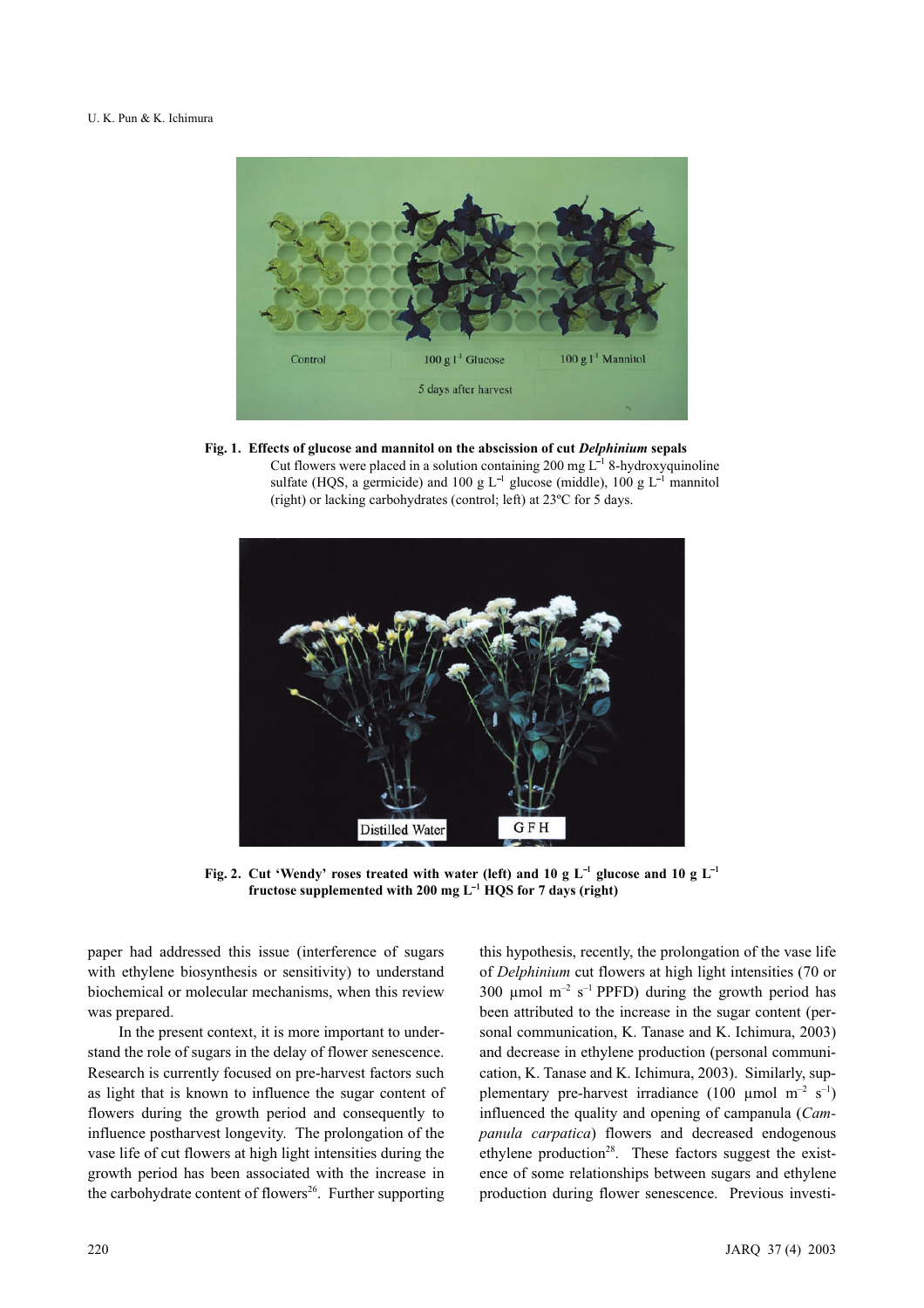**Fig. 1. Effects of glucose and mannitol on the abscission of cut *Delphinium* sepals**

Cut flowers were placed in a solution containing 200 mg $L^{-1}$ 8-hydroxyquinoline sulfate (HQS, a germicide) and 100 g $L^{-1}$ glucose (middle), 100 g $L^{-1}$ mannitol (right) or lacking carbohydrates (control; left) at 23ºC for 5 days.

**Fig. 2. Cut 'Wendy' roses treated with water (left) and 10 g $L^{-1}$ glucose and 10 g $L^{-1}$ fructose supplemented with 200 mg $L^{-1}$ HQS for 7 days (right)**

paper had addressed this issue (interference of sugars with ethylene biosynthesis or sensitivity) to understand biochemical or molecular mechanisms, when this review was prepared.

In the present context, it is more important to understand the role of sugars in the delay of flower senescence. Research is currently focused on pre-harvest factors such as light that is known to influence the sugar content of flowers during the growth period and consequently to influence postharvest longevity. The prolongation of the vase life of cut flowers at high light intensities during the growth period has been associated with the increase in the carbohydrate content of flowers[26]. Further supporting this hypothesis, recently, the prolongation of the vase life of *Delphinium* cut flowers at high light intensities (70 or 300 µmol $m^{-2}$ $s^{-1}$ PPFD) during the growth period has been attributed to the increase in the sugar content (personal communication, K. Tanase and K. Ichimura, 2003) and decrease in ethylene production (personal communication, K. Tanase and K. Ichimura, 2003). Similarly, supplementary pre-harvest irradiance (100 µmol $m^{-2}$ $s^{-1}$) influenced the quality and opening of campanula (*Campanula carpatica*) flowers and decreased endogenous ethylene production[28]. These factors suggest the existence of some relationships between sugars and ethylene production during flower senescence. Previous investi-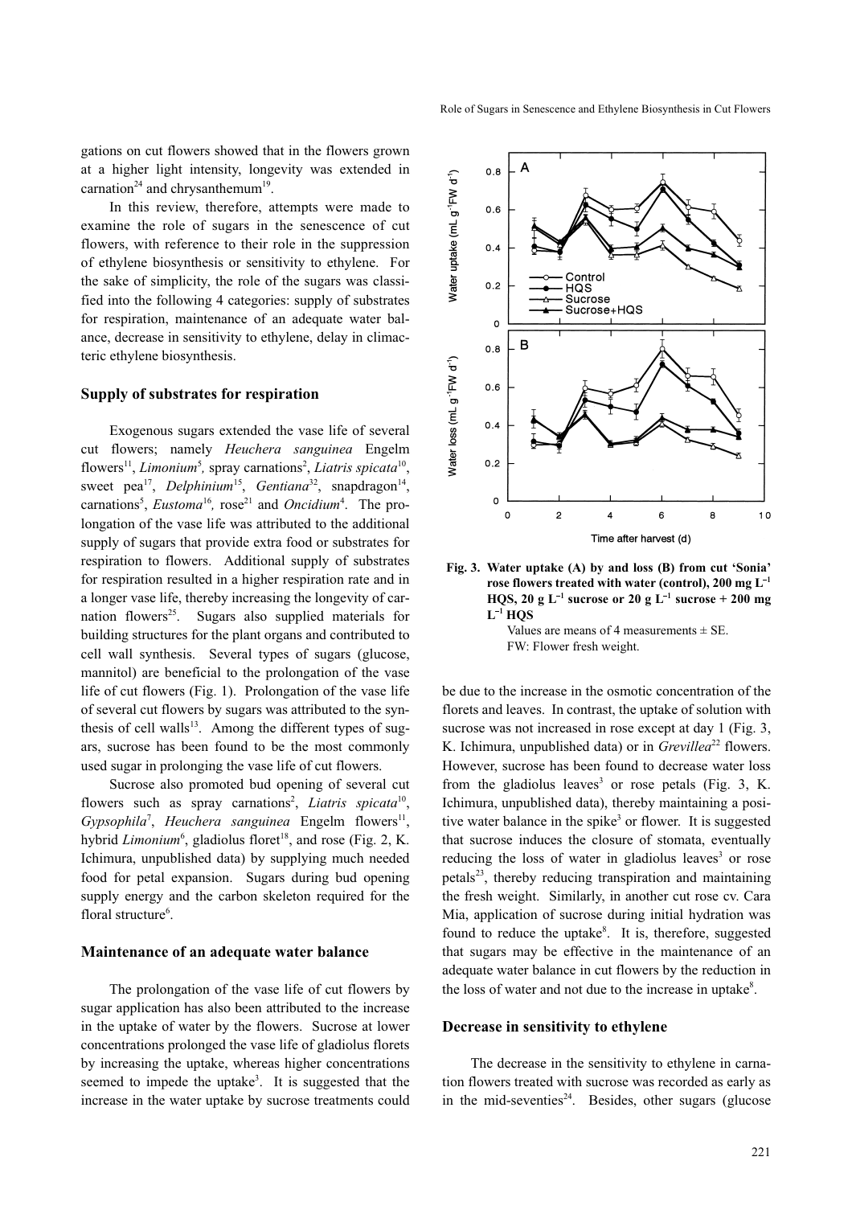gations on cut flowers showed that in the flowers grown at a higher light intensity, longevity was extended in carnation[24] and chrysanthemum[19].

In this review, therefore, attempts were made to examine the role of sugars in the senescence of cut flowers, with reference to their role in the suppression of ethylene biosynthesis or sensitivity to ethylene. For the sake of simplicity, the role of the sugars was classified into the following 4 categories: supply of substrates for respiration, maintenance of an adequate water balance, decrease in sensitivity to ethylene, delay in climacteric ethylene biosynthesis.

## Supply of substrates for respiration

Exogenous sugars extended the vase life of several cut flowers; namely *Heuchera sanguinea* Engelm flowers[11], *Limonium*[5], spray carnations[2], *Liatris spicata*[10], sweet pea[17], *Delphinium*[15], *Gentiana*[32], snapdragon[14], carnations[5], *Eustoma*[16], rose[21] and *Oncidium*[4]. The prolongation of the vase life was attributed to the additional supply of sugars that provide extra food or substrates for respiration to flowers. Additional supply of substrates for respiration resulted in a higher respiration rate and in a longer vase life, thereby increasing the longevity of carnation flowers[25]. Sugars also supplied materials for building structures for the plant organs and contributed to cell wall synthesis. Several types of sugars (glucose, mannitol) are beneficial to the prolongation of the vase life of cut flowers (Fig. 1). Prolongation of the vase life of several cut flowers by sugars was attributed to the synthesis of cell walls[13]. Among the different types of sugars, sucrose has been found to be the most commonly used sugar in prolonging the vase life of cut flowers.

Sucrose also promoted bud opening of several cut flowers such as spray carnations[2], *Liatris spicata*[10], *Gypsophila*[7], *Heuchera sanguinea* Engelm flowers[11], hybrid *Limonium*[6], gladiolus floret[18], and rose (Fig. 2, K. Ichimura, unpublished data) by supplying much needed food for petal expansion. Sugars during bud opening supply energy and the carbon skeleton required for the floral structure[6].

## Maintenance of an adequate water balance

The prolongation of the vase life of cut flowers by sugar application has also been attributed to the increase in the uptake of water by the flowers. Sucrose at lower concentrations prolonged the vase life of gladiolus florets by increasing the uptake, whereas higher concentrations seemed to impede the uptake[3]. It is suggested that the increase in the water uptake by sucrose treatments could be due to the increase in the osmotic concentration of the florets and leaves. In contrast, the uptake of solution with sucrose was not increased in rose except at day 1 (Fig. 3, K. Ichimura, unpublished data) or in *Grevillea*[22] flowers. However, sucrose has been found to decrease water loss from the gladiolus leaves[3] or rose petals (Fig. 3, K. Ichimura, unpublished data), thereby maintaining a positive water balance in the spike[3] or flower. It is suggested that sucrose induces the closure of stomata, eventually reducing the loss of water in gladiolus leaves[3] or rose petals[23], thereby reducing transpiration and maintaining the fresh weight. Similarly, in another cut rose cv. Cara Mia, application of sucrose during initial hydration was found to reduce the uptake[8]. It is, therefore, suggested that sugars may be effective in the maintenance of an adequate water balance in cut flowers by the reduction in the loss of water and not due to the increase in uptake[8].

**Fig. 3. Water uptake (A) by and loss (B) from cut 'Sonia' rose flowers treated with water (control), 200 mg L$^{-1}$ HQS, 20 g L$^{-1}$ sucrose or 20 g L$^{-1}$ sucrose + 200 mg L$^{-1}$ HQS**

Values are means of 4 measurements ± SE.
FW: Flower fresh weight.

## Decrease in sensitivity to ethylene

The decrease in the sensitivity to ethylene in carnation flowers treated with sucrose was recorded as early as in the mid-seventies[24]. Besides, other sugars (glucose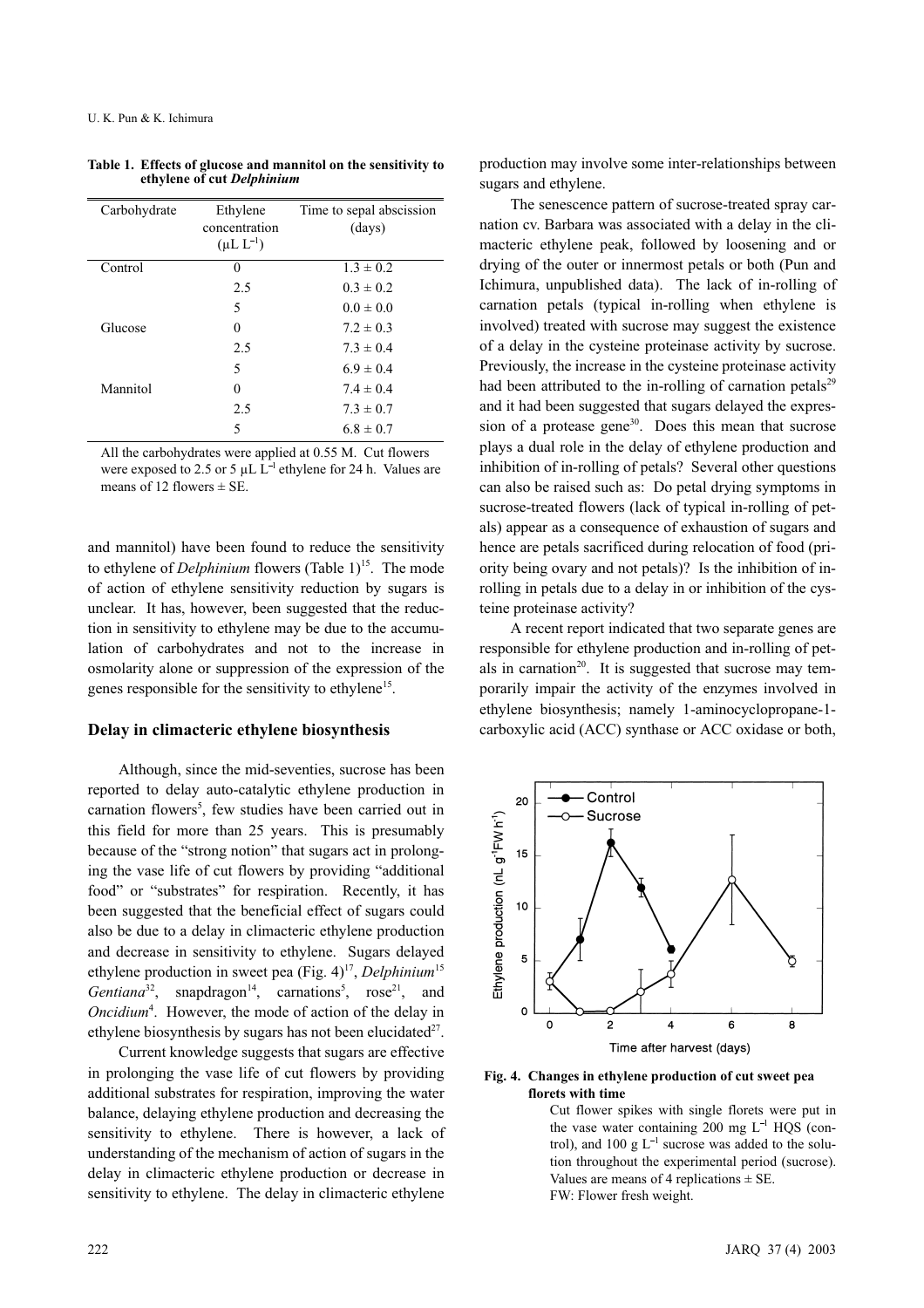**Table 1. Effects of glucose and mannitol on the sensitivity to ethylene of cut *Delphinium***

| Carbohydrate | Ethylene concentration ($\mu$L L$^{-1}$) | Time to sepal abscission (days) |
|---|---|---|
| Control | 0 | 1.3 ± 0.2 |
| | 2.5 | 0.3 ± 0.2 |
| | 5 | 0.0 ± 0.0 |
| Glucose | 0 | 7.2 ± 0.3 |
| | 2.5 | 7.3 ± 0.4 |
| | 5 | 6.9 ± 0.4 |
| Mannitol | 0 | 7.4 ± 0.4 |
| | 2.5 | 7.3 ± 0.7 |
| | 5 | 6.8 ± 0.7 |

All the carbohydrates were applied at 0.55 M. Cut flowers were exposed to 2.5 or 5 $\mu$L L$^{-1}$ ethylene for 24 h. Values are means of 12 flowers ± SE.

and mannitol) have been found to reduce the sensitivity to ethylene of *Delphinium* flowers (Table 1)[15]. The mode of action of ethylene sensitivity reduction by sugars is unclear. It has, however, been suggested that the reduction in sensitivity to ethylene may be due to the accumulation of carbohydrates and not to the increase in osmolarity alone or suppression of the expression of the genes responsible for the sensitivity to ethylene[15].

### Delay in climacteric ethylene biosynthesis

Although, since the mid-seventies, sucrose has been reported to delay auto-catalytic ethylene production in carnation flowers[5], few studies have been carried out in this field for more than 25 years. This is presumably because of the "strong notion" that sugars act in prolonging the vase life of cut flowers by providing "additional food" or "substrates" for respiration. Recently, it has been suggested that the beneficial effect of sugars could also be due to a delay in climacteric ethylene production and decrease in sensitivity to ethylene. Sugars delayed ethylene production in sweet pea (Fig. 4)[17], *Delphinium*[15] *Gentiana*[32], snapdragon[14], carnations[5], rose[21], and *Oncidium*[4]. However, the mode of action of the delay in ethylene biosynthesis by sugars has not been elucidated[27].

Current knowledge suggests that sugars are effective in prolonging the vase life of cut flowers by providing additional substrates for respiration, improving the water balance, delaying ethylene production and decreasing the sensitivity to ethylene. There is however, a lack of understanding of the mechanism of action of sugars in the delay in climacteric ethylene production or decrease in sensitivity to ethylene. The delay in climacteric ethylene production may involve some inter-relationships between sugars and ethylene.

The senescence pattern of sucrose-treated spray carnation cv. Barbara was associated with a delay in the climacteric ethylene peak, followed by loosening and or drying of the outer or innermost petals or both (Pun and Ichimura, unpublished data). The lack of in-rolling of carnation petals (typical in-rolling when ethylene is involved) treated with sucrose may suggest the existence of a delay in the cysteine proteinase activity by sucrose. Previously, the increase in the cysteine proteinase activity had been attributed to the in-rolling of carnation petals[29] and it had been suggested that sugars delayed the expression of a protease gene[30]. Does this mean that sucrose plays a dual role in the delay of ethylene production and inhibition of in-rolling of petals? Several other questions can also be raised such as: Do petal drying symptoms in sucrose-treated flowers (lack of typical in-rolling of petals) appear as a consequence of exhaustion of sugars and hence are petals sacrificed during relocation of food (priority being ovary and not petals)? Is the inhibition of in-rolling in petals due to a delay in or inhibition of the cysteine proteinase activity?

A recent report indicated that two separate genes are responsible for ethylene production and in-rolling of petals in carnation[20]. It is suggested that sucrose may temporarily impair the activity of the enzymes involved in ethylene biosynthesis; namely 1-aminocyclopropane-1-carboxylic acid (ACC) synthase or ACC oxidase or both,

**Fig. 4. Changes in ethylene production of cut sweet pea florets with time**

Cut flower spikes with single florets were put in the vase water containing 200 mg L$^{-1}$ HQS (control), and 100 g L$^{-1}$ sucrose was added to the solution throughout the experimental period (sucrose). Values are means of 4 replications ± SE.
FW: Flower fresh weight.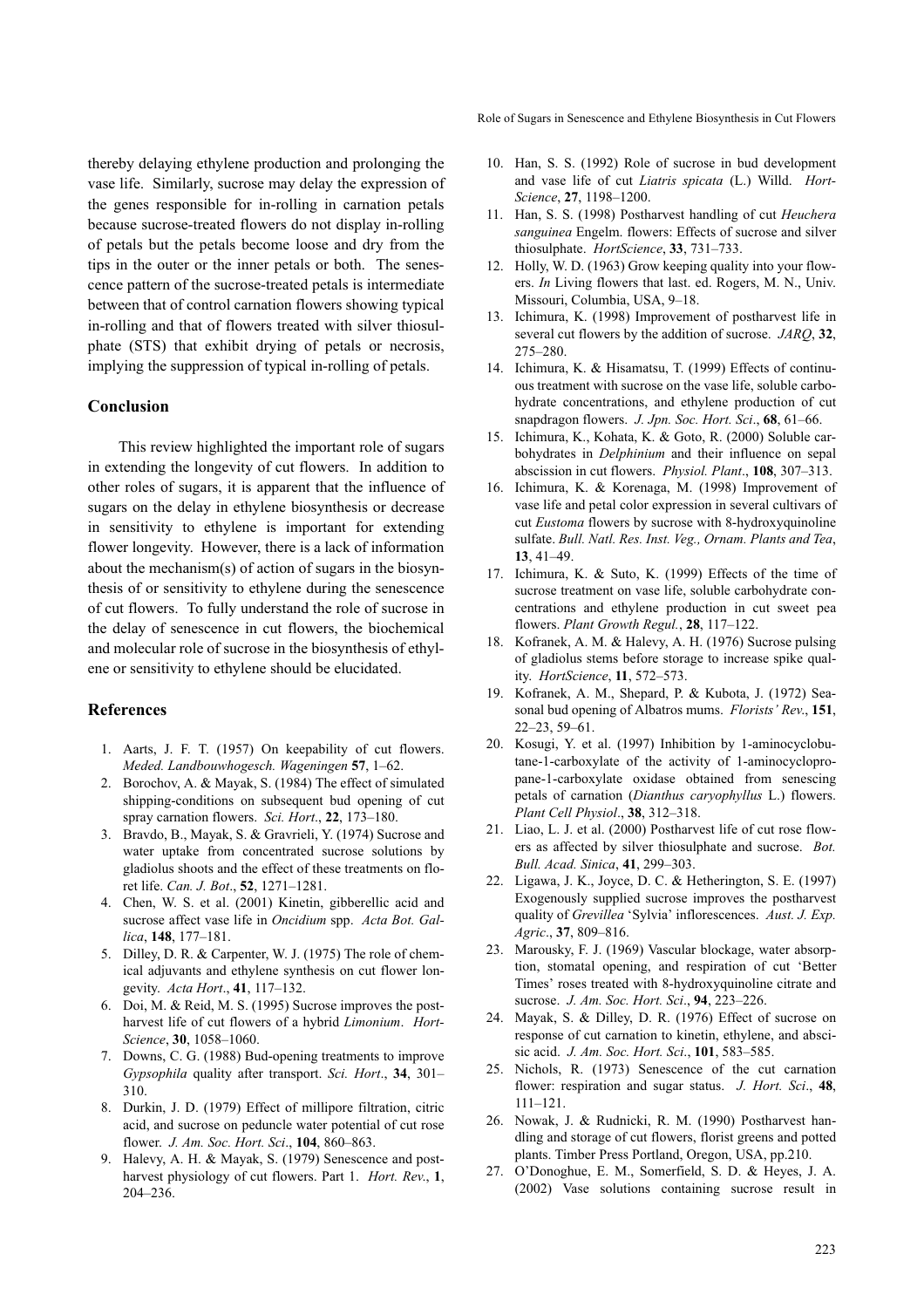thereby delaying ethylene production and prolonging the vase life. Similarly, sucrose may delay the expression of the genes responsible for in-rolling in carnation petals because sucrose-treated flowers do not display in-rolling of petals but the petals become loose and dry from the tips in the outer or the inner petals or both. The senescence pattern of the sucrose-treated petals is intermediate between that of control carnation flowers showing typical in-rolling and that of flowers treated with silver thiosulphate (STS) that exhibit drying of petals or necrosis, implying the suppression of typical in-rolling of petals.

## Conclusion

This review highlighted the important role of sugars in extending the longevity of cut flowers. In addition to other roles of sugars, it is apparent that the influence of sugars on the delay in ethylene biosynthesis or decrease in sensitivity to ethylene is important for extending flower longevity. However, there is a lack of information about the mechanism(s) of action of sugars in the biosynthesis of or sensitivity to ethylene during the senescence of cut flowers. To fully understand the role of sucrose in the delay of senescence in cut flowers, the biochemical and molecular role of sucrose in the biosynthesis of ethylene or sensitivity to ethylene should be elucidated.

## References

1. Aarts, J. F. T. (1957) On keepability of cut flowers. *Meded. Landbouwhogesch. Wageningen* **57**, 1–62.
2. Borochov, A. & Mayak, S. (1984) The effect of simulated shipping-conditions on subsequent bud opening of cut spray carnation flowers. *Sci. Hort*., **22**, 173–180.
3. Bravdo, B., Mayak, S. & Gravrieli, Y. (1974) Sucrose and water uptake from concentrated sucrose solutions by gladiolus shoots and the effect of these treatments on floret life. *Can. J. Bot*., **52**, 1271–1281.
4. Chen, W. S. et al. (2001) Kinetin, gibberellic acid and sucrose affect vase life in *Oncidium* spp. *Acta Bot. Gallica*, **148**, 177–181.
5. Dilley, D. R. & Carpenter, W. J. (1975) The role of chemical adjuvants and ethylene synthesis on cut flower longevity. *Acta Hort*., **41**, 117–132.
6. Doi, M. & Reid, M. S. (1995) Sucrose improves the postharvest life of cut flowers of a hybrid *Limonium*. *HortScience*, **30**, 1058–1060.
7. Downs, C. G. (1988) Bud-opening treatments to improve *Gypsophila* quality after transport. *Sci. Hort*., **34**, 301–310.
8. Durkin, J. D. (1979) Effect of millipore filtration, citric acid, and sucrose on peduncle water potential of cut rose flower. *J. Am. Soc. Hort. Sci*., **104**, 860–863.
9. Halevy, A. H. & Mayak, S. (1979) Senescence and postharvest physiology of cut flowers. Part 1. *Hort. Rev*., **1**, 204–236.
10. Han, S. S. (1992) Role of sucrose in bud development and vase life of cut *Liatris spicata* (L.) Willd. *HortScience*, **27**, 1198–1200.
11. Han, S. S. (1998) Postharvest handling of cut *Heuchera sanguinea* Engelm. flowers: Effects of sucrose and silver thiosulphate. *HortScience*, **33**, 731–733.
12. Holly, W. D. (1963) Grow keeping quality into your flowers. *In* Living flowers that last. ed. Rogers, M. N., Univ. Missouri, Columbia, USA, 9–18.
13. Ichimura, K. (1998) Improvement of postharvest life in several cut flowers by the addition of sucrose. *JARQ*, **32**, 275–280.
14. Ichimura, K. & Hisamatsu, T. (1999) Effects of continuous treatment with sucrose on the vase life, soluble carbohydrate concentrations, and ethylene production of cut snapdragon flowers. *J. Jpn. Soc. Hort. Sci*., **68**, 61–66.
15. Ichimura, K., Kohata, K. & Goto, R. (2000) Soluble carbohydrates in *Delphinium* and their influence on sepal abscission in cut flowers. *Physiol. Plant*., **108**, 307–313.
16. Ichimura, K. & Korenaga, M. (1998) Improvement of vase life and petal color expression in several cultivars of cut *Eustoma* flowers by sucrose with 8-hydroxyquinoline sulfate. *Bull. Natl. Res. Inst. Veg., Ornam. Plants and Tea*, **13**, 41–49.
17. Ichimura, K. & Suto, K. (1999) Effects of the time of sucrose treatment on vase life, soluble carbohydrate concentrations and ethylene production in cut sweet pea flowers. *Plant Growth Regul.*, **28**, 117–122.
18. Kofranek, A. M. & Halevy, A. H. (1976) Sucrose pulsing of gladiolus stems before storage to increase spike quality. *HortScience*, **11**, 572–573.
19. Kofranek, A. M., Shepard, P. & Kubota, J. (1972) Seasonal bud opening of Albatros mums. *Florists' Rev*., **151**, 22–23, 59–61.
20. Kosugi, Y. et al. (1997) Inhibition by 1-aminocyclobutane-1-carboxylate of the activity of 1-aminocyclopropane-1-carboxylate oxidase obtained from senescing petals of carnation (*Dianthus caryophyllus* L.) flowers. *Plant Cell Physiol*., **38**, 312–318.
21. Liao, L. J. et al. (2000) Postharvest life of cut rose flowers as affected by silver thiosulphate and sucrose. *Bot. Bull. Acad. Sinica*, **41**, 299–303.
22. Ligawa, J. K., Joyce, D. C. & Hetherington, S. E. (1997) Exogenously supplied sucrose improves the postharvest quality of *Grevillea* 'Sylvia' inflorescences. *Aust. J. Exp. Agric*., **37**, 809–816.
23. Marousky, F. J. (1969) Vascular blockage, water absorption, stomatal opening, and respiration of cut 'Better Times' roses treated with 8-hydroxyquinoline citrate and sucrose. *J. Am. Soc. Hort. Sci*., **94**, 223–226.
24. Mayak, S. & Dilley, D. R. (1976) Effect of sucrose on response of cut carnation to kinetin, ethylene, and abscisic acid. *J. Am. Soc. Hort. Sci*., **101**, 583–585.
25. Nichols, R. (1973) Senescence of the cut carnation flower: respiration and sugar status. *J. Hort. Sci*., **48**, 111–121.
26. Nowak, J. & Rudnicki, R. M. (1990) Postharvest handling and storage of cut flowers, florist greens and potted plants. Timber Press Portland, Oregon, USA, pp.210.
27. O'Donoghue, E. M., Somerfield, S. D. & Heyes, J. A. (2002) Vase solutions containing sucrose result in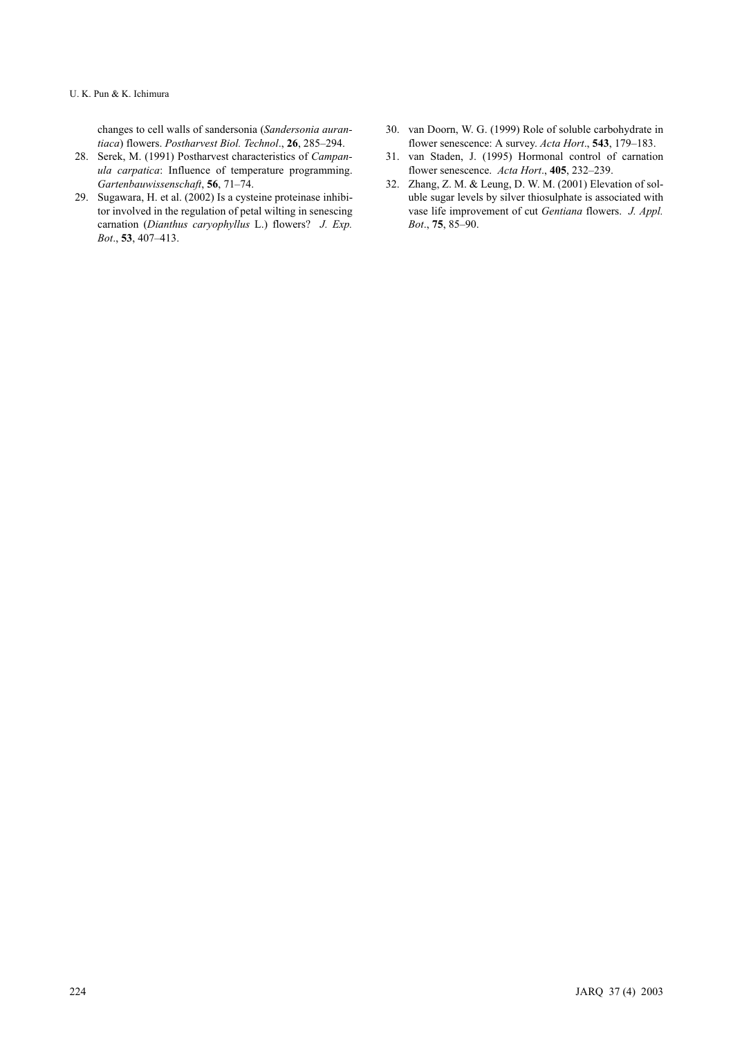changes to cell walls of sandersonia (*Sandersonia aurantiaca*) flowers. *Postharvest Biol. Technol*., **26**, 285–294.

28. Serek, M. (1991) Postharvest characteristics of *Campanula carpatica*: Influence of temperature programming. *Gartenbauwissenschaft*, **56**, 71–74.
29. Sugawara, H. et al. (2002) Is a cysteine proteinase inhibitor involved in the regulation of petal wilting in senescing carnation (*Dianthus caryophyllus* L.) flowers? *J. Exp. Bot*., **53**, 407–413.
30. van Doorn, W. G. (1999) Role of soluble carbohydrate in flower senescence: A survey. *Acta Hort*., **543**, 179–183.
31. van Staden, J. (1995) Hormonal control of carnation flower senescence. *Acta Hort*., **405**, 232–239.
32. Zhang, Z. M. & Leung, D. W. M. (2001) Elevation of soluble sugar levels by silver thiosulphate is associated with vase life improvement of cut *Gentiana* flowers. *J. Appl. Bot*., **75**, 85–90.